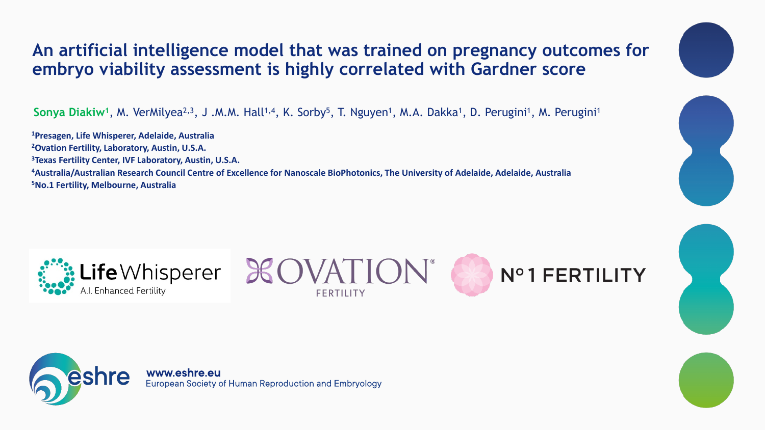# An artificial intelligence model that was trained on pregnancy outcomes for embryo viability assessment is highly correlated with Gardner score

**Sonya Diakiw**[1], M. VerMilyea[2,3], J .M.M. Hall[1,4], K. Sorby[5], T. Nguyen[1], M.A. Dakka[1], D. Perugini[1], M. Perugini[1]

**[1]Presagen, Life Whisperer, Adelaide, Australia**
**[2]Ovation Fertility, Laboratory, Austin, U.S.A.**
**[3]Texas Fertility Center, IVF Laboratory, Austin, U.S.A.**
**[4]Australia/Australian Research Council Centre of Excellence for Nanoscale BioPhotonics, The University of Adelaide, Adelaide, Australia**
**[5]No.1 Fertility, Melbourne, Australia**

Life Whisperer
A.I. Enhanced Fertility

OVATION FERTILITY

Nº 1 FERTILITY

eshre
www.eshre.eu
European Society of Human Reproduction and Embryology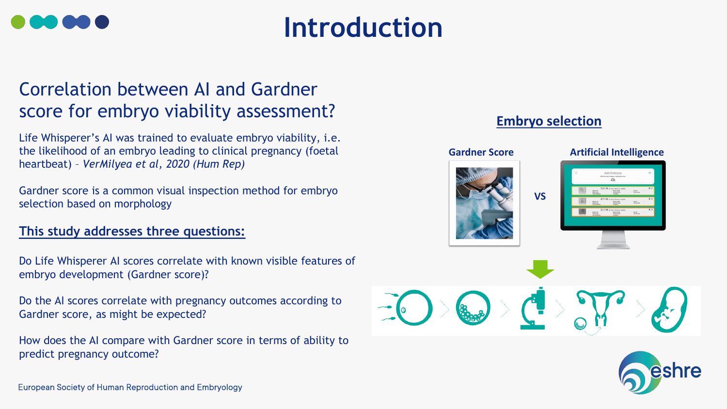# Introduction

## Correlation between AI and Gardner score for embryo viability assessment?

Life Whisperer's AI was trained to evaluate embryo viability, i.e. the likelihood of an embryo leading to clinical pregnancy (foetal heartbeat) – *VerMilyea et al, 2020 (Hum Rep)*

Gardner score is a common visual inspection method for embryo selection based on morphology

### This study addresses three questions:

Do Life Whisperer AI scores correlate with known visible features of embryo development (Gardner score)?

Do the AI scores correlate with pregnancy outcomes according to Gardner score, as might be expected?

How does the AI compare with Gardner score in terms of ability to predict pregnancy outcome?

**Embryo selection**

**Gardner Score** VS **Artificial Intelligence**

European Society of Human Reproduction and Embryology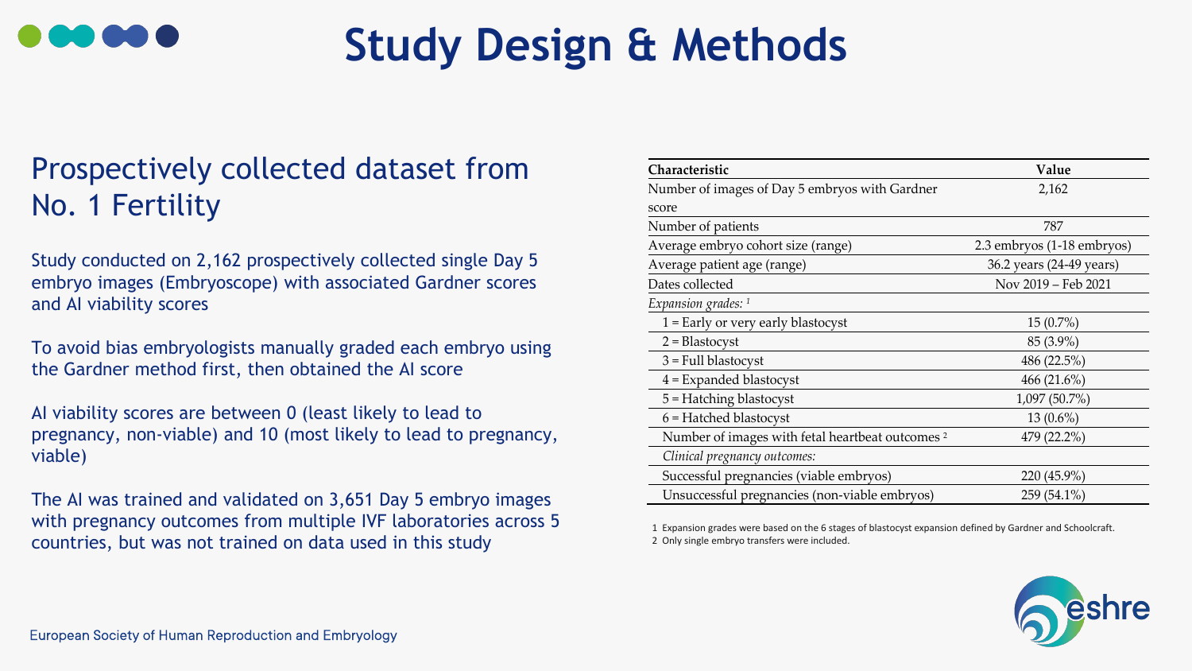# Study Design & Methods

## Prospectively collected dataset from No. 1 Fertility

Study conducted on 2,162 prospectively collected single Day 5 embryo images (Embryoscope) with associated Gardner scores and AI viability scores

To avoid bias embryologists manually graded each embryo using the Gardner method first, then obtained the AI score

AI viability scores are between 0 (least likely to lead to pregnancy, non-viable) and 10 (most likely to lead to pregnancy, viable)

The AI was trained and validated on 3,651 Day 5 embryo images with pregnancy outcomes from multiple IVF laboratories across 5 countries, but was not trained on data used in this study

| Characteristic | Value |
|---|---|
| Number of images of Day 5 embryos with Gardner score | 2,162 |
| Number of patients | 787 |
| Average embryo cohort size (range) | 2.3 embryos (1-18 embryos) |
| Average patient age (range) | 36.2 years (24-49 years) |
| Dates collected | Nov 2019 – Feb 2021 |
| *Expansion grades:* [1] | |
| 1 = Early or very early blastocyst | 15 (0.7%) |
| 2 = Blastocyst | 85 (3.9%) |
| 3 = Full blastocyst | 486 (22.5%) |
| 4 = Expanded blastocyst | 466 (21.6%) |
| 5 = Hatching blastocyst | 1,097 (50.7%) |
| 6 = Hatched blastocyst | 13 (0.6%) |
| Number of images with fetal heartbeat outcomes [2] | 479 (22.2%) |
| *Clinical pregnancy outcomes:* | |
| Successful pregnancies (viable embryos) | 220 (45.9%) |
| Unsuccessful pregnancies (non-viable embryos) | 259 (54.1%) |

1 Expansion grades were based on the 6 stages of blastocyst expansion defined by Gardner and Schoolcraft.
2 Only single embryo transfers were included.

European Society of Human Reproduction and Embryology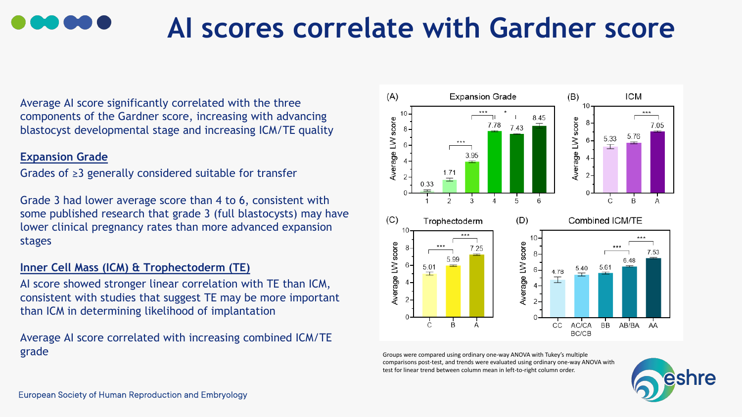# AI scores correlate with Gardner score

Average AI score significantly correlated with the three components of the Gardner score, increasing with advancing blastocyst developmental stage and increasing ICM/TE quality

**Expansion Grade**

Grades of ≥3 generally considered suitable for transfer

Grade 3 had lower average score than 4 to 6, consistent with some published research that grade 3 (full blastocysts) may have lower clinical pregnancy rates than more advanced expansion stages

**Inner Cell Mass (ICM) & Trophectoderm (TE)**

AI score showed stronger linear correlation with TE than ICM, consistent with studies that suggest TE may be more important than ICM in determining likelihood of implantation

Average AI score correlated with increasing combined ICM/TE grade

(A) Expansion Grade — Average LW score: 1: 0.33; 2: 1.71; 3: 3.95; 4: 7.78; 5: 7.43; 6: 8.45 (*** 2 vs 3; *** 3 vs 4; * 4 vs 5)

(B) ICM — Average LW score: C: 5.33; B: 5.76; A: 7.05 (*** B vs A)

(C) Trophectoderm — Average LW score: C: 5.01; B: 5.99; A: 7.25 (*** C vs B; *** B vs A)

(D) Combined ICM/TE — Average LW score: CC: 4.78; AC/CA BC/CB: 5.40; BB: 5.61; AB/BA: 6.48; AA: 7.53 (*** BB vs AB/BA; *** AB/BA vs AA)

Groups were compared using ordinary one-way ANOVA with Tukey's multiple comparisons post-test, and trends were evaluated using ordinary one-way ANOVA with test for linear trend between column mean in left-to-right column order.

European Society of Human Reproduction and Embryology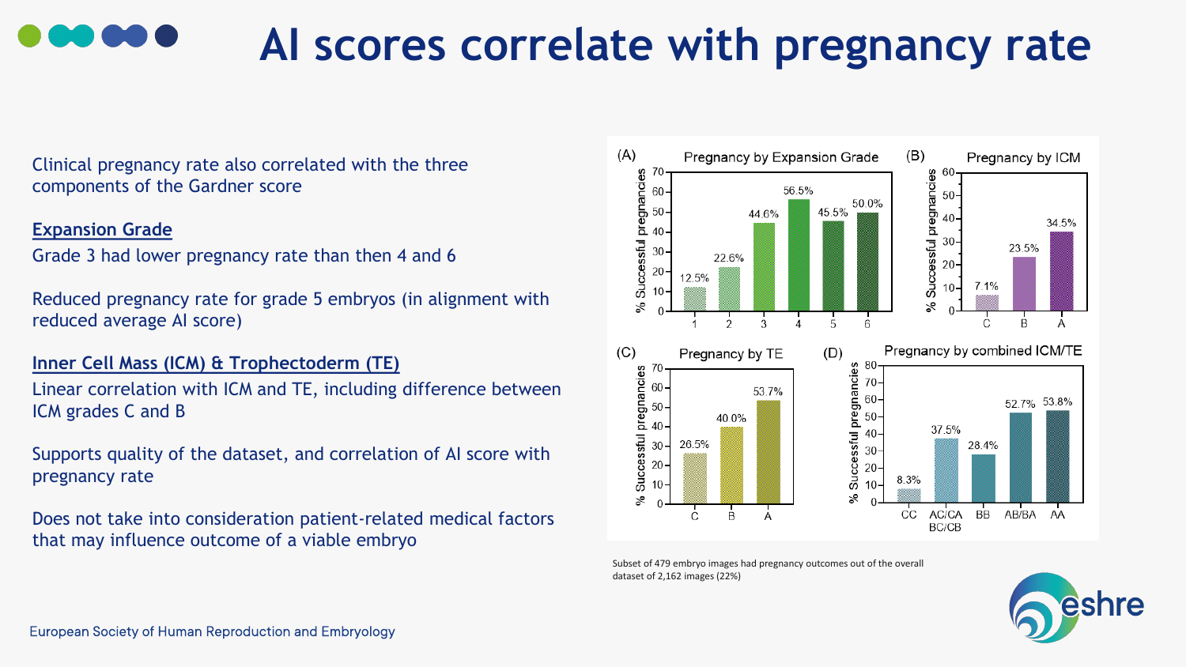# AI scores correlate with pregnancy rate

Clinical pregnancy rate also correlated with the three components of the Gardner score

**Expansion Grade**

Grade 3 had lower pregnancy rate than then 4 and 6

Reduced pregnancy rate for grade 5 embryos (in alignment with reduced average AI score)

**Inner Cell Mass (ICM) & Trophectoderm (TE)**

Linear correlation with ICM and TE, including difference between ICM grades C and B

Supports quality of the dataset, and correlation of AI score with pregnancy rate

Does not take into consideration patient-related medical factors that may influence outcome of a viable embryo

(A) Pregnancy by Expansion Grade

| Expansion Grade | % Successful pregnancies |
|---|---|
| 1 | 12.5% |
| 2 | 22.6% |
| 3 | 44.6% |
| 4 | 56.5% |
| 5 | 45.5% |
| 6 | 50.0% |

(B) Pregnancy by ICM

| ICM | % Successful pregnancies |
|---|---|
| C | 7.1% |
| B | 23.5% |
| A | 34.5% |

(C) Pregnancy by TE

| TE | % Successful pregnancies |
|---|---|
| C | 26.5% |
| B | 40.0% |
| A | 53.7% |

(D) Pregnancy by combined ICM/TE

| ICM/TE | % Successful pregnancies |
|---|---|
| CC | 8.3% |
| AC/CA BC/CB | 37.5% |
| BB | 28.4% |
| AB/BA | 52.7% |
| AA | 53.8% |

Subset of 479 embryo images had pregnancy outcomes out of the overall dataset of 2,162 images (22%)

European Society of Human Reproduction and Embryology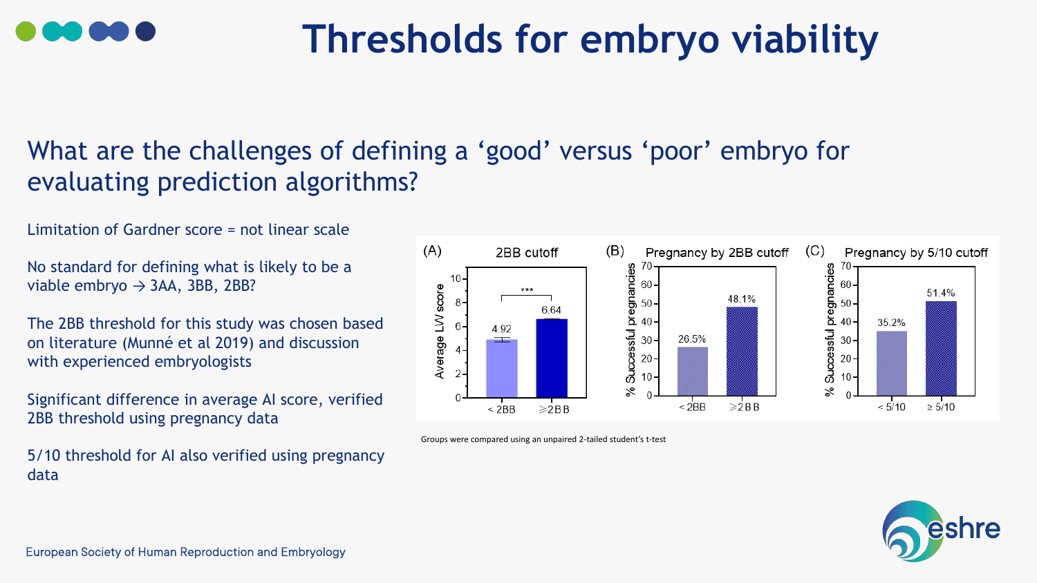# Thresholds for embryo viability

## What are the challenges of defining a 'good' versus 'poor' embryo for evaluating prediction algorithms?

Limitation of Gardner score = not linear scale

No standard for defining what is likely to be a viable embryo → 3AA, 3BB, 2BB?

The 2BB threshold for this study was chosen based on literature (Munné et al 2019) and discussion with experienced embryologists

Significant difference in average AI score, verified 2BB threshold using pregnancy data

5/10 threshold for AI also verified using pregnancy data

(A) 2BB cutoff

| | < 2BB | ≥2BB |
|---|---|---|
| Average LW score | 4.92 | 6.64 |

*** (significant difference)

(B) Pregnancy by 2BB cutoff

| | < 2BB | ≥2BB |
|---|---|---|
| % Successful pregnancies | 26.5% | 48.1% |

(C) Pregnancy by 5/10 cutoff

| | < 5/10 | ≥ 5/10 |
|---|---|---|
| % Successful pregnancies | 35.2% | 51.4% |

Groups were compared using an unpaired 2-tailed student's t-test

European Society of Human Reproduction and Embryology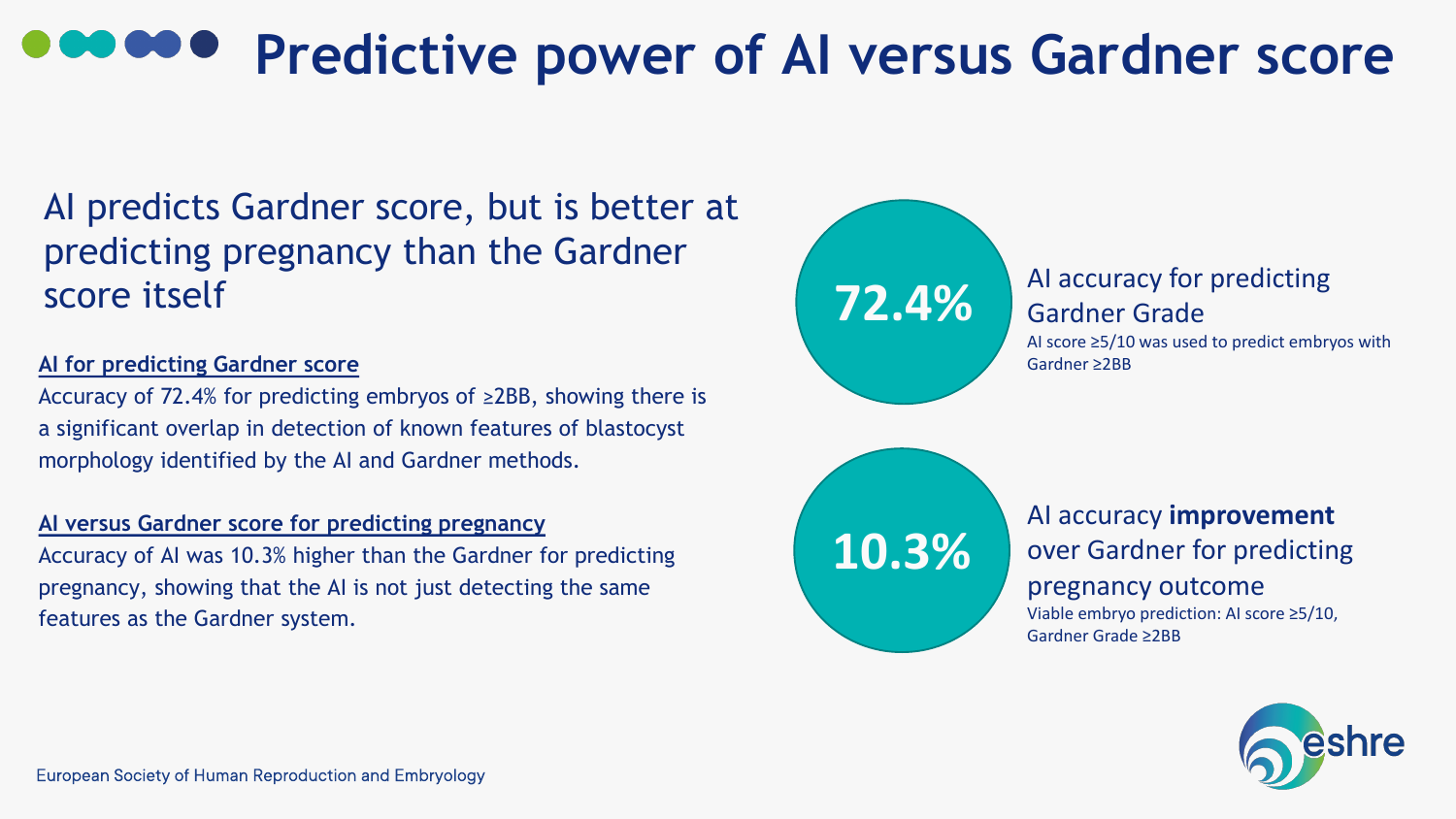# Predictive power of AI versus Gardner score

AI predicts Gardner score, but is better at predicting pregnancy than the Gardner score itself

**AI for predicting Gardner score**

Accuracy of 72.4% for predicting embryos of ≥2BB, showing there is a significant overlap in detection of known features of blastocyst morphology identified by the AI and Gardner methods.

**AI versus Gardner score for predicting pregnancy**

Accuracy of AI was 10.3% higher than the Gardner for predicting pregnancy, showing that the AI is not just detecting the same features as the Gardner system.

**72.4%**

AI accuracy for predicting Gardner Grade

AI score ≥5/10 was used to predict embryos with Gardner ≥2BB

**10.3%**

AI accuracy **improvement** over Gardner for predicting pregnancy outcome

Viable embryo prediction: AI score ≥5/10, Gardner Grade ≥2BB

European Society of Human Reproduction and Embryology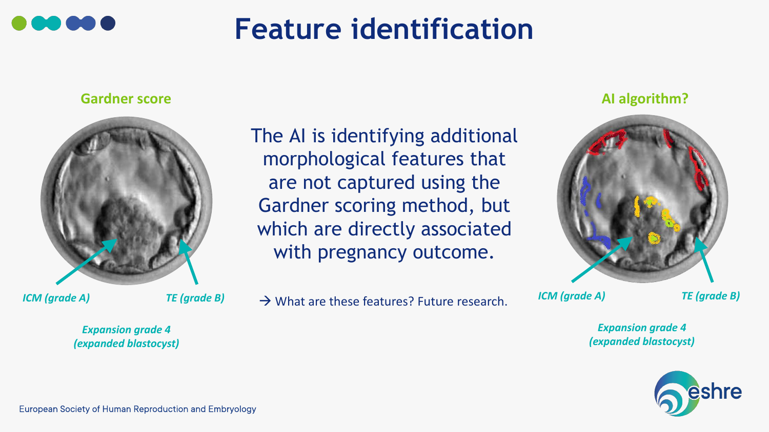# Feature identification

**Gardner score**

*ICM (grade A)*

*TE (grade B)*

*Expansion grade 4 (expanded blastocyst)*

The AI is identifying additional morphological features that are not captured using the Gardner scoring method, but which are directly associated with pregnancy outcome.

→ What are these features? Future research.

**AI algorithm?**

*ICM (grade A)*

*TE (grade B)*

*Expansion grade 4 (expanded blastocyst)*

European Society of Human Reproduction and Embryology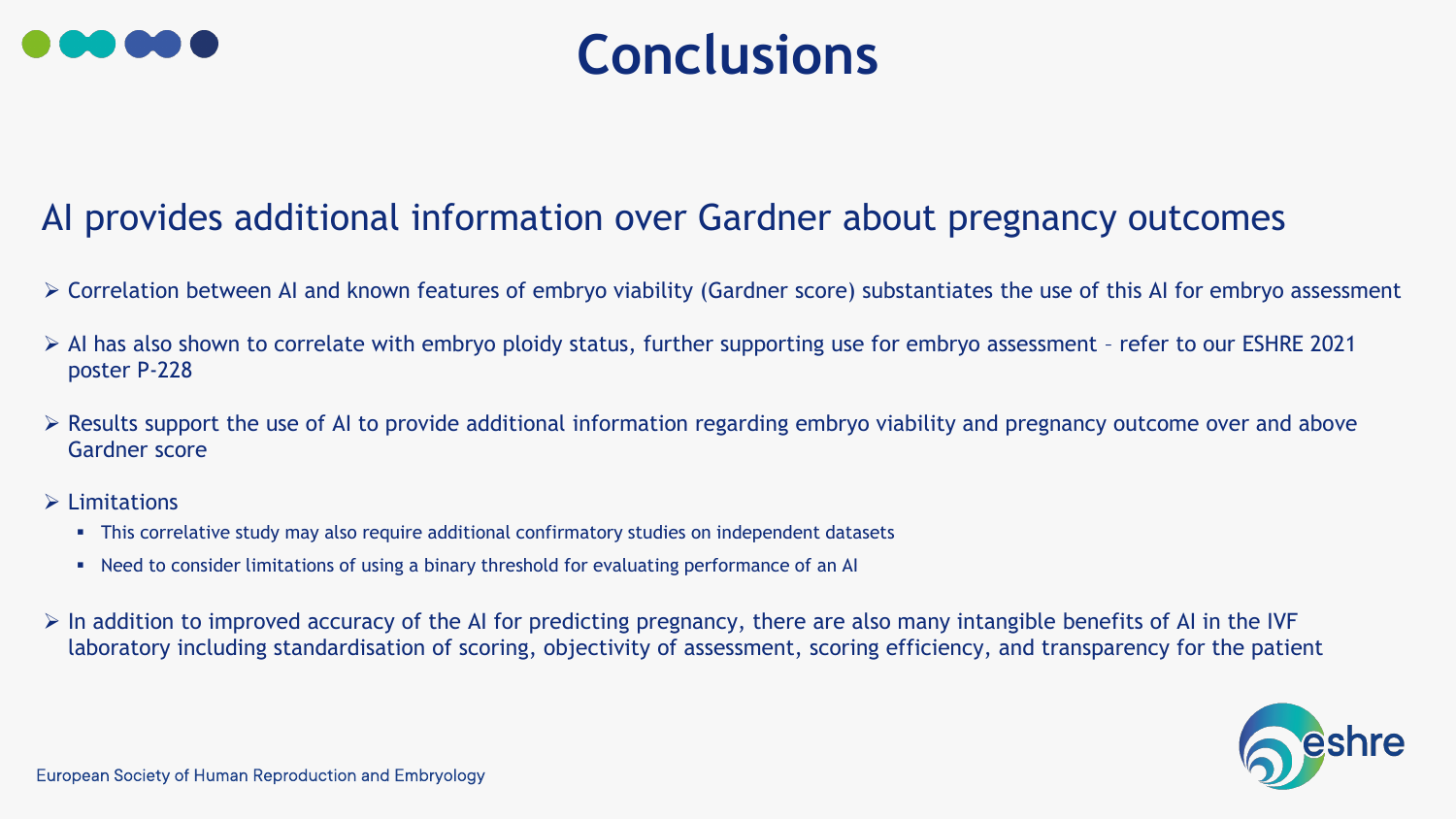# Conclusions

## AI provides additional information over Gardner about pregnancy outcomes

- Correlation between AI and known features of embryo viability (Gardner score) substantiates the use of this AI for embryo assessment
- AI has also shown to correlate with embryo ploidy status, further supporting use for embryo assessment – refer to our ESHRE 2021 poster P-228
- Results support the use of AI to provide additional information regarding embryo viability and pregnancy outcome over and above Gardner score
- Limitations
  - This correlative study may also require additional confirmatory studies on independent datasets
  - Need to consider limitations of using a binary threshold for evaluating performance of an AI
- In addition to improved accuracy of the AI for predicting pregnancy, there are also many intangible benefits of AI in the IVF laboratory including standardisation of scoring, objectivity of assessment, scoring efficiency, and transparency for the patient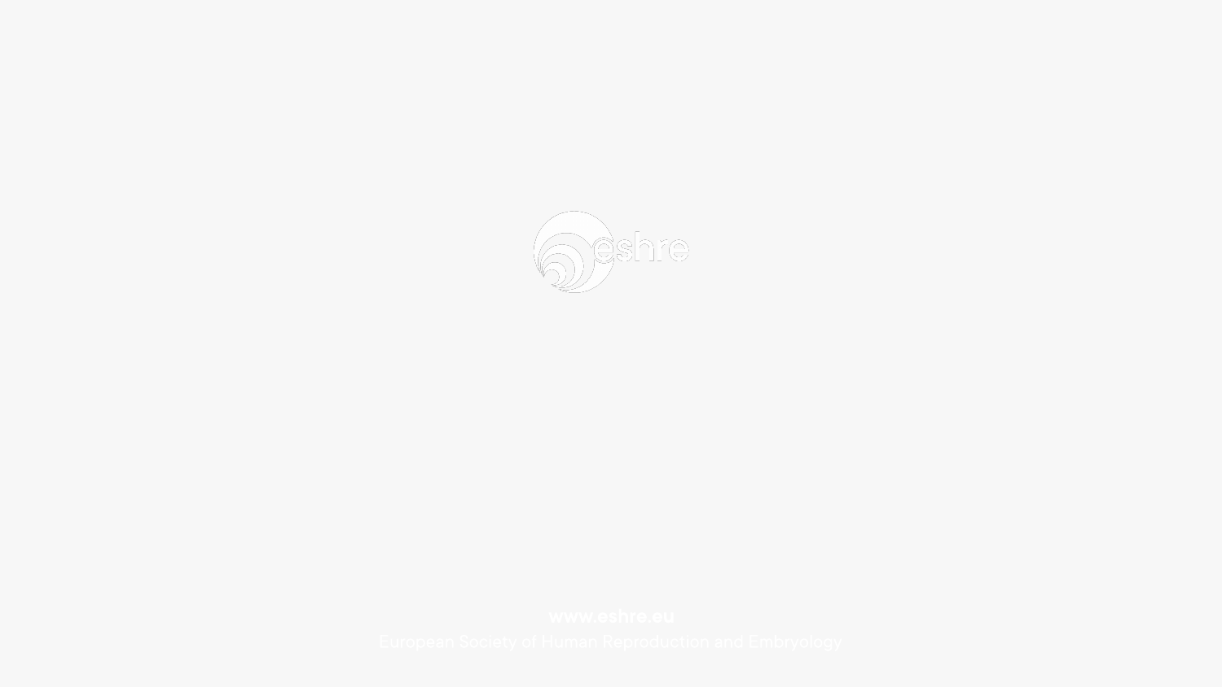www.eshre.eu

European Society of Human Reproduction and Embryology